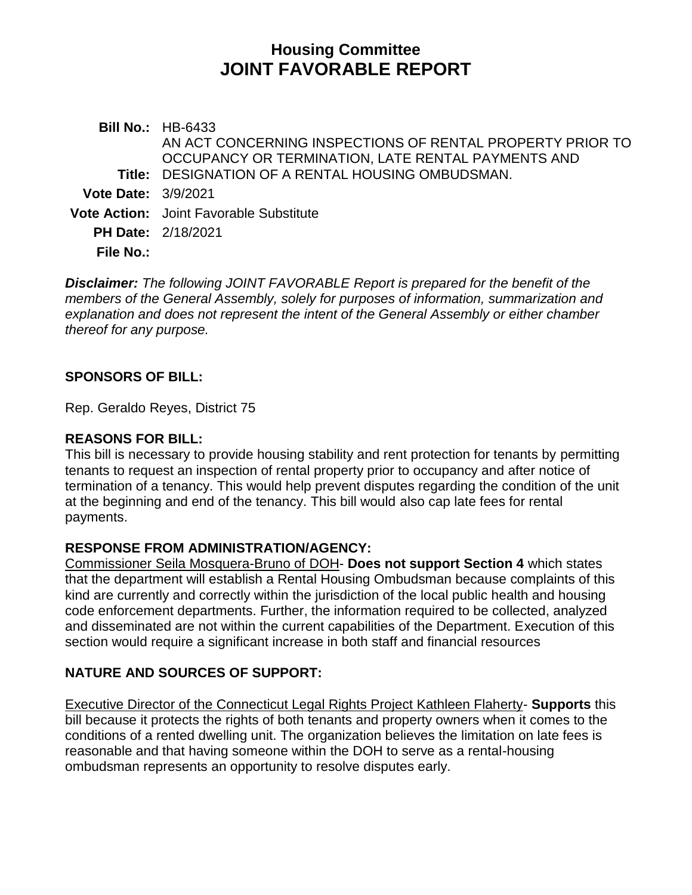# Housing Committee
# JOINT FAVORABLE REPORT

**Bill No.:** HB-6433

**Title:** AN ACT CONCERNING INSPECTIONS OF RENTAL PROPERTY PRIOR TO OCCUPANCY OR TERMINATION, LATE RENTAL PAYMENTS AND DESIGNATION OF A RENTAL HOUSING OMBUDSMAN.

**Vote Date:** 3/9/2021

**Vote Action:** Joint Favorable Substitute

**PH Date:** 2/18/2021

**File No.:**

***Disclaimer:*** *The following JOINT FAVORABLE Report is prepared for the benefit of the members of the General Assembly, solely for purposes of information, summarization and explanation and does not represent the intent of the General Assembly or either chamber thereof for any purpose.*

## SPONSORS OF BILL:

Rep. Geraldo Reyes, District 75

## REASONS FOR BILL:

This bill is necessary to provide housing stability and rent protection for tenants by permitting tenants to request an inspection of rental property prior to occupancy and after notice of termination of a tenancy. This would help prevent disputes regarding the condition of the unit at the beginning and end of the tenancy. This bill would also cap late fees for rental payments.

## RESPONSE FROM ADMINISTRATION/AGENCY:

Commissioner Seila Mosquera-Bruno of DOH- **Does not support Section 4** which states that the department will establish a Rental Housing Ombudsman because complaints of this kind are currently and correctly within the jurisdiction of the local public health and housing code enforcement departments. Further, the information required to be collected, analyzed and disseminated are not within the current capabilities of the Department. Execution of this section would require a significant increase in both staff and financial resources

## NATURE AND SOURCES OF SUPPORT:

Executive Director of the Connecticut Legal Rights Project Kathleen Flaherty- **Supports** this bill because it protects the rights of both tenants and property owners when it comes to the conditions of a rented dwelling unit. The organization believes the limitation on late fees is reasonable and that having someone within the DOH to serve as a rental-housing ombudsman represents an opportunity to resolve disputes early.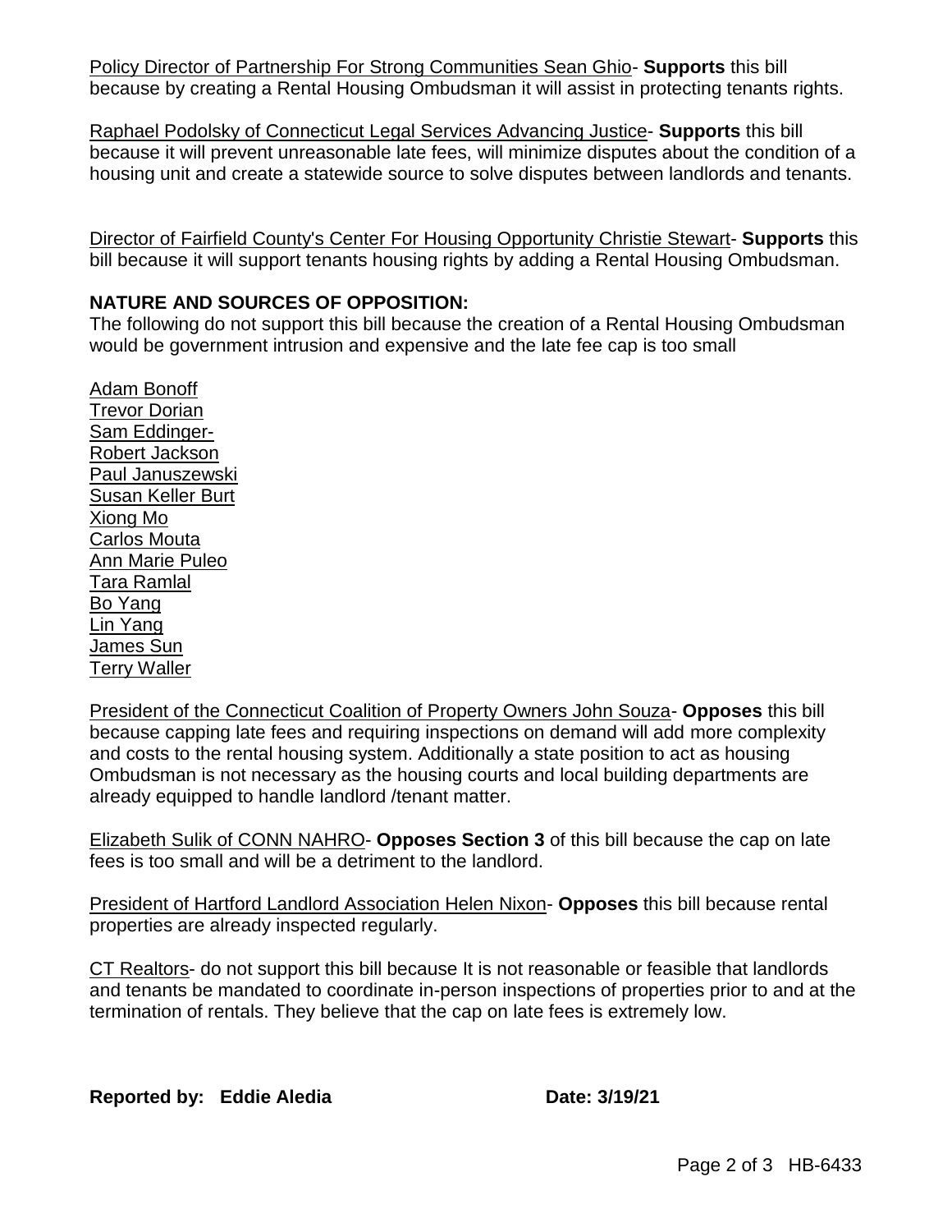Policy Director of Partnership For Strong Communities Sean Ghio- **Supports** this bill because by creating a Rental Housing Ombudsman it will assist in protecting tenants rights.

Raphael Podolsky of Connecticut Legal Services Advancing Justice- **Supports** this bill because it will prevent unreasonable late fees, will minimize disputes about the condition of a housing unit and create a statewide source to solve disputes between landlords and tenants.

Director of Fairfield County's Center For Housing Opportunity Christie Stewart- **Supports** this bill because it will support tenants housing rights by adding a Rental Housing Ombudsman.

**NATURE AND SOURCES OF OPPOSITION:**

The following do not support this bill because the creation of a Rental Housing Ombudsman would be government intrusion and expensive and the late fee cap is too small

Adam Bonoff
Trevor Dorian
Sam Eddinger-
Robert Jackson
Paul Januszewski
Susan Keller Burt
Xiong Mo
Carlos Mouta
Ann Marie Puleo
Tara Ramlal
Bo Yang
Lin Yang
James Sun
Terry Waller

President of the Connecticut Coalition of Property Owners John Souza- **Opposes** this bill because capping late fees and requiring inspections on demand will add more complexity and costs to the rental housing system. Additionally a state position to act as housing Ombudsman is not necessary as the housing courts and local building departments are already equipped to handle landlord /tenant matter.

Elizabeth Sulik of CONN NAHRO- **Opposes Section 3** of this bill because the cap on late fees is too small and will be a detriment to the landlord.

President of Hartford Landlord Association Helen Nixon- **Opposes** this bill because rental properties are already inspected regularly.

CT Realtors- do not support this bill because It is not reasonable or feasible that landlords and tenants be mandated to coordinate in-person inspections of properties prior to and at the termination of rentals. They believe that the cap on late fees is extremely low.

**Reported by: Eddie Aledia** **Date: 3/19/21**